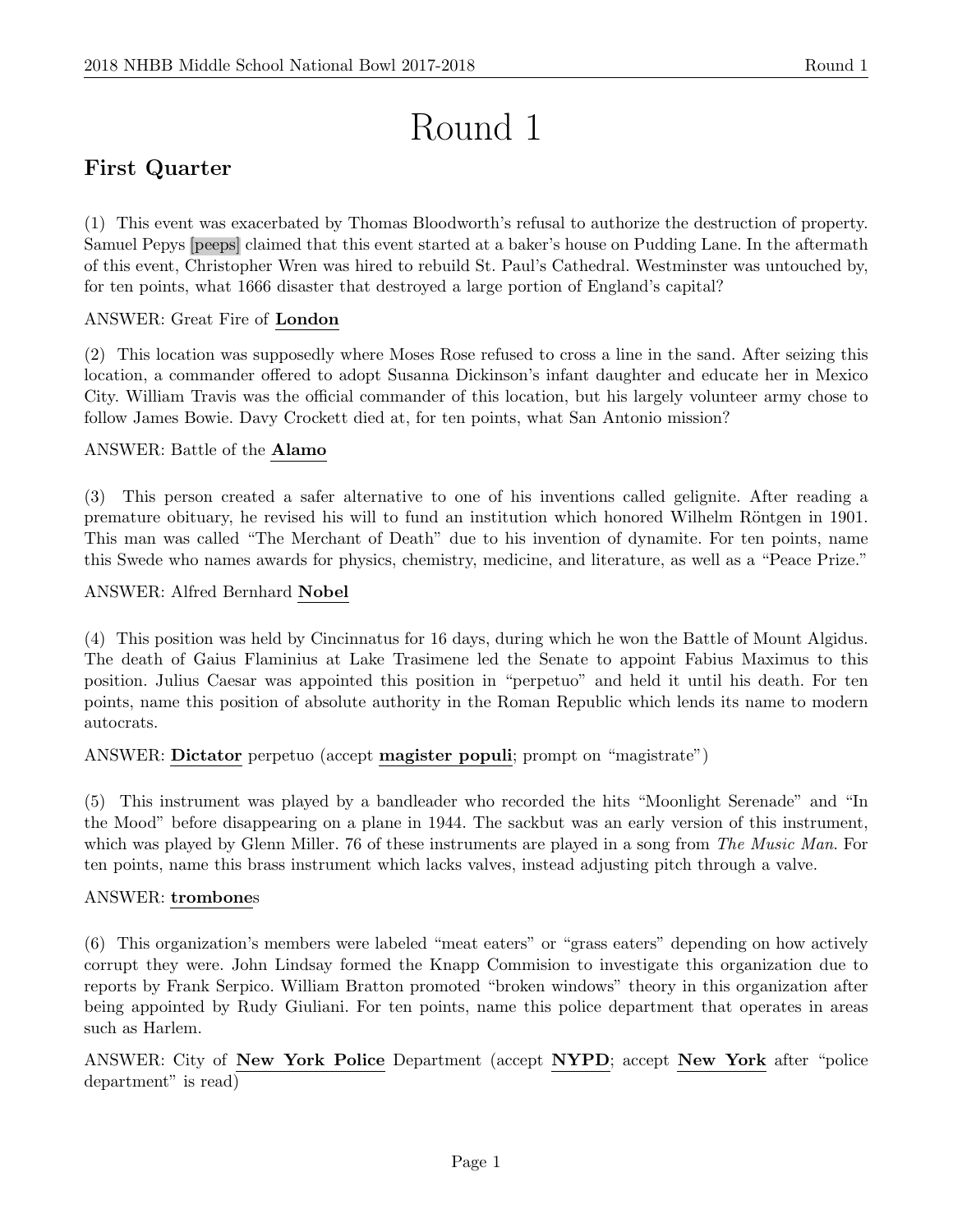# Round 1

## First Quarter

(1) This event was exacerbated by Thomas Bloodworth's refusal to authorize the destruction of property. Samuel Pepys [peeps] claimed that this event started at a baker's house on Pudding Lane. In the aftermath of this event, Christopher Wren was hired to rebuild St. Paul's Cathedral. Westminster was untouched by, for ten points, what 1666 disaster that destroyed a large portion of England's capital?

ANSWER: Great Fire of **London**

(2) This location was supposedly where Moses Rose refused to cross a line in the sand. After seizing this location, a commander offered to adopt Susanna Dickinson's infant daughter and educate her in Mexico City. William Travis was the official commander of this location, but his largely volunteer army chose to follow James Bowie. Davy Crockett died at, for ten points, what San Antonio mission?

ANSWER: Battle of the **Alamo**

(3) This person created a safer alternative to one of his inventions called gelignite. After reading a premature obituary, he revised his will to fund an institution which honored Wilhelm Röntgen in 1901. This man was called "The Merchant of Death" due to his invention of dynamite. For ten points, name this Swede who names awards for physics, chemistry, medicine, and literature, as well as a "Peace Prize."

ANSWER: Alfred Bernhard **Nobel**

(4) This position was held by Cincinnatus for 16 days, during which he won the Battle of Mount Algidus. The death of Gaius Flaminius at Lake Trasimene led the Senate to appoint Fabius Maximus to this position. Julius Caesar was appointed this position in "perpetuo" and held it until his death. For ten points, name this position of absolute authority in the Roman Republic which lends its name to modern autocrats.

ANSWER: **Dictator** perpetuo (accept **magister populi**; prompt on "magistrate")

(5) This instrument was played by a bandleader who recorded the hits "Moonlight Serenade" and "In the Mood" before disappearing on a plane in 1944. The sackbut was an early version of this instrument, which was played by Glenn Miller. 76 of these instruments are played in a song from *The Music Man*. For ten points, name this brass instrument which lacks valves, instead adjusting pitch through a valve.

ANSWER: **trombone**s

(6) This organization's members were labeled "meat eaters" or "grass eaters" depending on how actively corrupt they were. John Lindsay formed the Knapp Commision to investigate this organization due to reports by Frank Serpico. William Bratton promoted "broken windows" theory in this organization after being appointed by Rudy Giuliani. For ten points, name this police department that operates in areas such as Harlem.

ANSWER: City of **New York Police** Department (accept **NYPD**; accept **New York** after "police department" is read)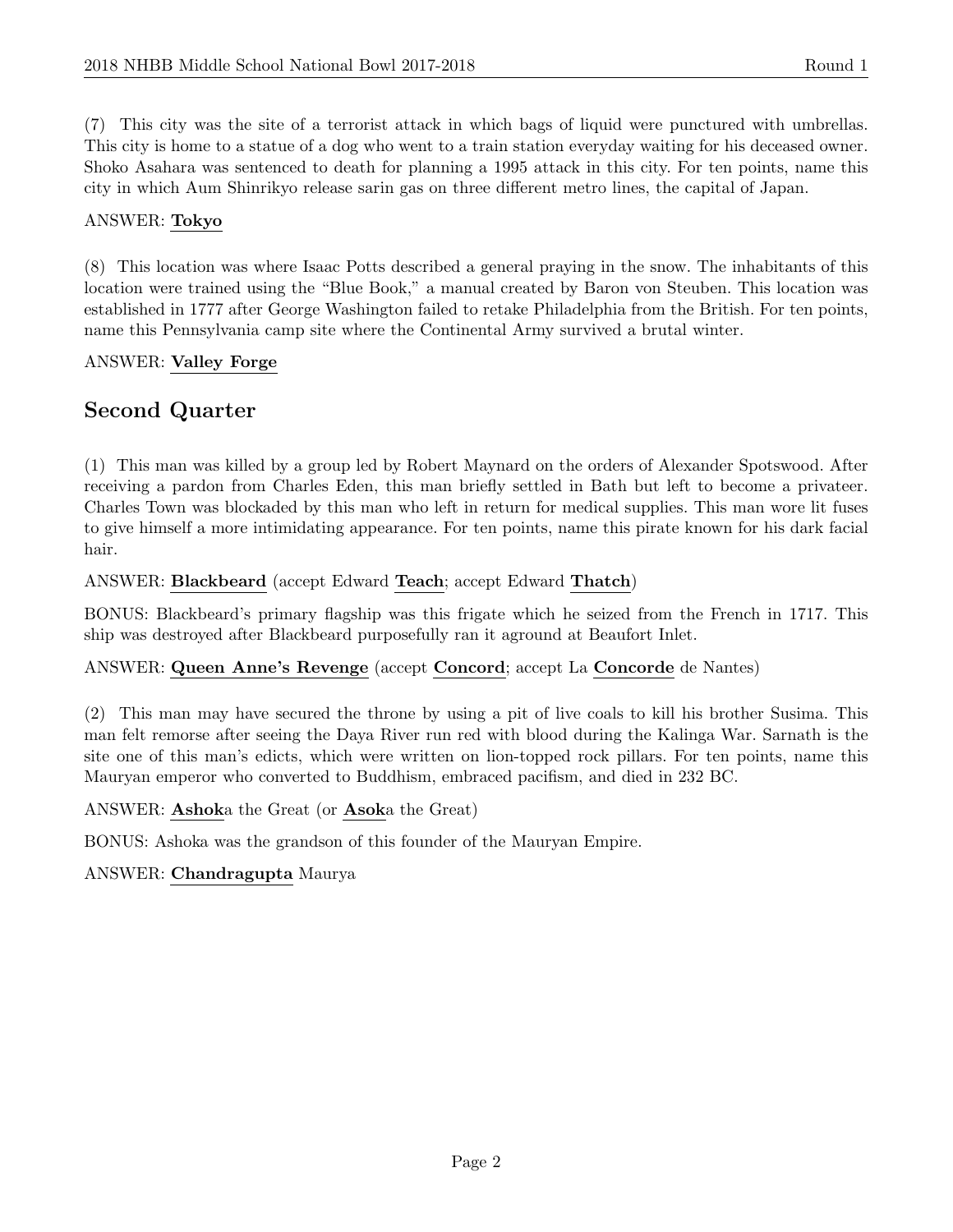(7) This city was the site of a terrorist attack in which bags of liquid were punctured with umbrellas. This city is home to a statue of a dog who went to a train station everyday waiting for his deceased owner. Shoko Asahara was sentenced to death for planning a 1995 attack in this city. For ten points, name this city in which Aum Shinrikyo release sarin gas on three different metro lines, the capital of Japan.

ANSWER: **Tokyo**

(8) This location was where Isaac Potts described a general praying in the snow. The inhabitants of this location were trained using the "Blue Book," a manual created by Baron von Steuben. This location was established in 1777 after George Washington failed to retake Philadelphia from the British. For ten points, name this Pennsylvania camp site where the Continental Army survived a brutal winter.

ANSWER: **Valley Forge**

## Second Quarter

(1) This man was killed by a group led by Robert Maynard on the orders of Alexander Spotswood. After receiving a pardon from Charles Eden, this man briefly settled in Bath but left to become a privateer. Charles Town was blockaded by this man who left in return for medical supplies. This man wore lit fuses to give himself a more intimidating appearance. For ten points, name this pirate known for his dark facial hair.

ANSWER: **Blackbeard** (accept Edward **Teach**; accept Edward **Thatch**)

BONUS: Blackbeard's primary flagship was this frigate which he seized from the French in 1717. This ship was destroyed after Blackbeard purposefully ran it aground at Beaufort Inlet.

ANSWER: **Queen Anne's Revenge** (accept **Concord**; accept La **Concorde** de Nantes)

(2) This man may have secured the throne by using a pit of live coals to kill his brother Susima. This man felt remorse after seeing the Daya River run red with blood during the Kalinga War. Sarnath is the site one of this man's edicts, which were written on lion-topped rock pillars. For ten points, name this Mauryan emperor who converted to Buddhism, embraced pacifism, and died in 232 BC.

ANSWER: **Ashok**a the Great (or **Asok**a the Great)

BONUS: Ashoka was the grandson of this founder of the Mauryan Empire.

ANSWER: **Chandragupta** Maurya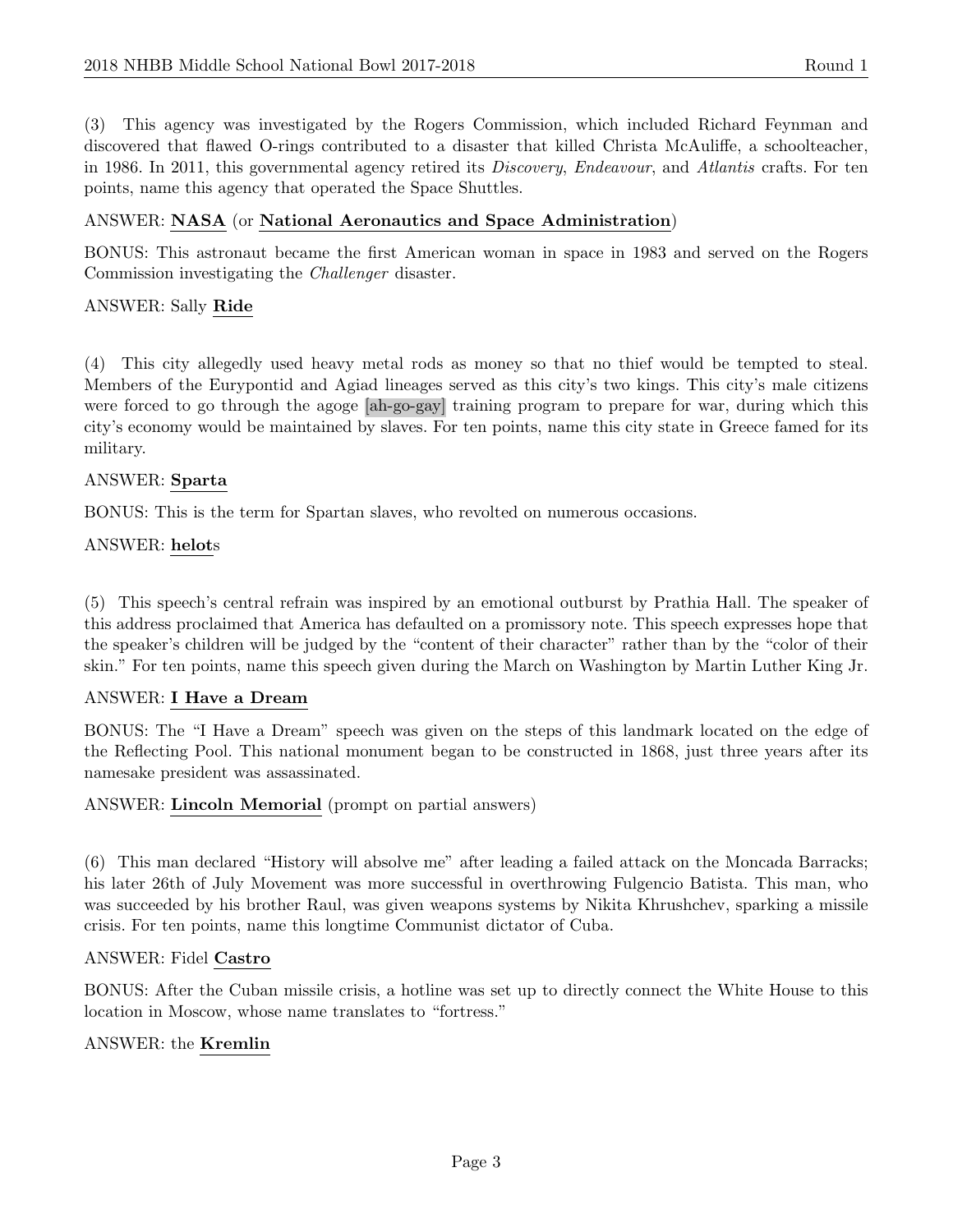(3) This agency was investigated by the Rogers Commission, which included Richard Feynman and discovered that flawed O-rings contributed to a disaster that killed Christa McAuliffe, a schoolteacher, in 1986. In 2011, this governmental agency retired its *Discovery*, *Endeavour*, and *Atlantis* crafts. For ten points, name this agency that operated the Space Shuttles.

ANSWER: **NASA** (or **National Aeronautics and Space Administration**)

BONUS: This astronaut became the first American woman in space in 1983 and served on the Rogers Commission investigating the *Challenger* disaster.

ANSWER: Sally **Ride**

(4) This city allegedly used heavy metal rods as money so that no thief would be tempted to steal. Members of the Eurypontid and Agiad lineages served as this city's two kings. This city's male citizens were forced to go through the agoge [ah-go-gay] training program to prepare for war, during which this city's economy would be maintained by slaves. For ten points, name this city state in Greece famed for its military.

ANSWER: **Sparta**

BONUS: This is the term for Spartan slaves, who revolted on numerous occasions.

ANSWER: **helot**s

(5) This speech's central refrain was inspired by an emotional outburst by Prathia Hall. The speaker of this address proclaimed that America has defaulted on a promissory note. This speech expresses hope that the speaker's children will be judged by the "content of their character" rather than by the "color of their skin." For ten points, name this speech given during the March on Washington by Martin Luther King Jr.

ANSWER: **I Have a Dream**

BONUS: The "I Have a Dream" speech was given on the steps of this landmark located on the edge of the Reflecting Pool. This national monument began to be constructed in 1868, just three years after its namesake president was assassinated.

ANSWER: **Lincoln Memorial** (prompt on partial answers)

(6) This man declared "History will absolve me" after leading a failed attack on the Moncada Barracks; his later 26th of July Movement was more successful in overthrowing Fulgencio Batista. This man, who was succeeded by his brother Raul, was given weapons systems by Nikita Khrushchev, sparking a missile crisis. For ten points, name this longtime Communist dictator of Cuba.

ANSWER: Fidel **Castro**

BONUS: After the Cuban missile crisis, a hotline was set up to directly connect the White House to this location in Moscow, whose name translates to "fortress."

ANSWER: the **Kremlin**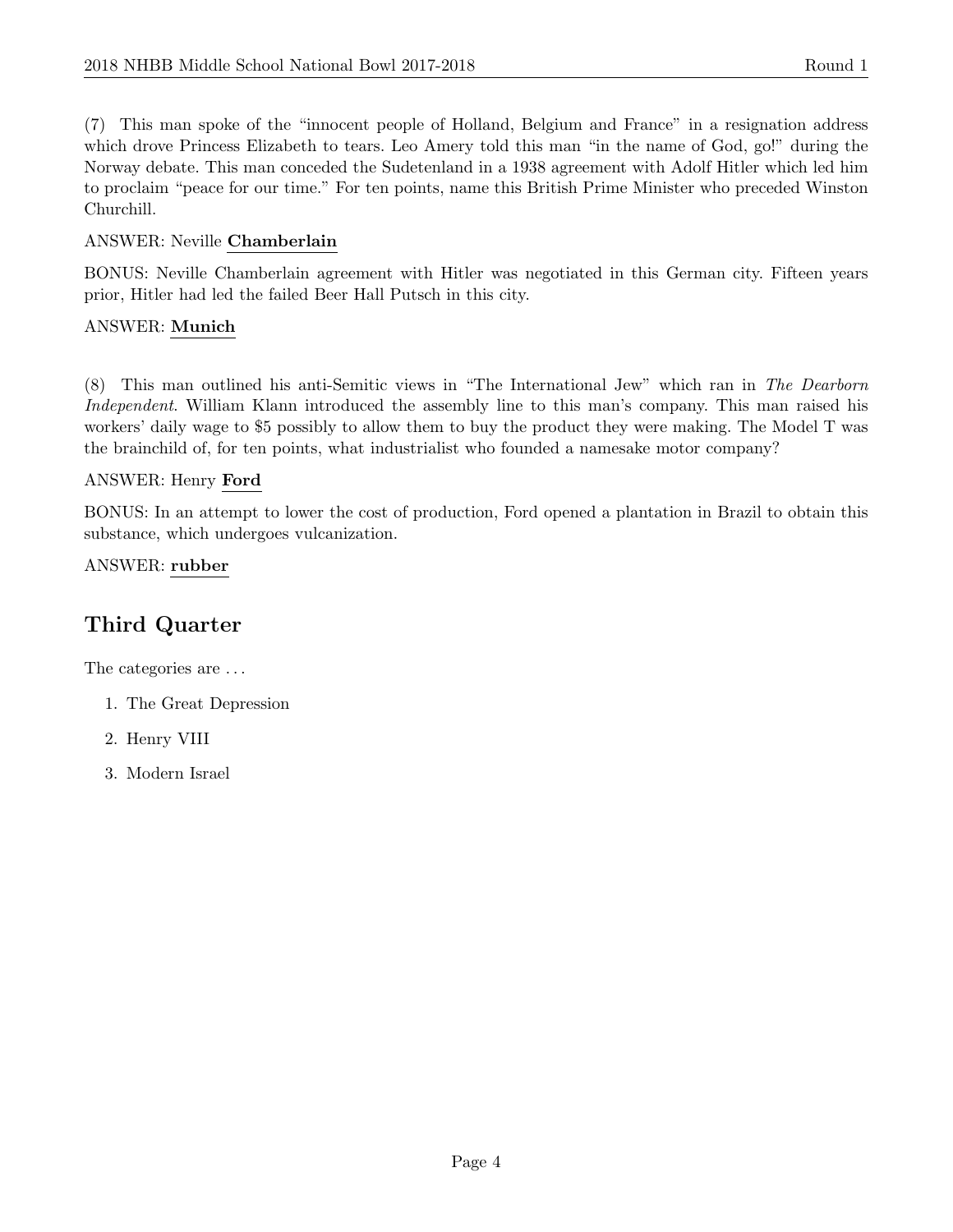(7) This man spoke of the "innocent people of Holland, Belgium and France" in a resignation address which drove Princess Elizabeth to tears. Leo Amery told this man "in the name of God, go!" during the Norway debate. This man conceded the Sudetenland in a 1938 agreement with Adolf Hitler which led him to proclaim "peace for our time." For ten points, name this British Prime Minister who preceded Winston Churchill.

ANSWER: Neville **Chamberlain**

BONUS: Neville Chamberlain agreement with Hitler was negotiated in this German city. Fifteen years prior, Hitler had led the failed Beer Hall Putsch in this city.

ANSWER: **Munich**

(8) This man outlined his anti-Semitic views in "The International Jew" which ran in *The Dearborn Independent*. William Klann introduced the assembly line to this man's company. This man raised his workers' daily wage to $5 possibly to allow them to buy the product they were making. The Model T was the brainchild of, for ten points, what industrialist who founded a namesake motor company?

ANSWER: Henry **Ford**

BONUS: In an attempt to lower the cost of production, Ford opened a plantation in Brazil to obtain this substance, which undergoes vulcanization.

ANSWER: **rubber**

## Third Quarter

The categories are . . .

1. The Great Depression
2. Henry VIII
3. Modern Israel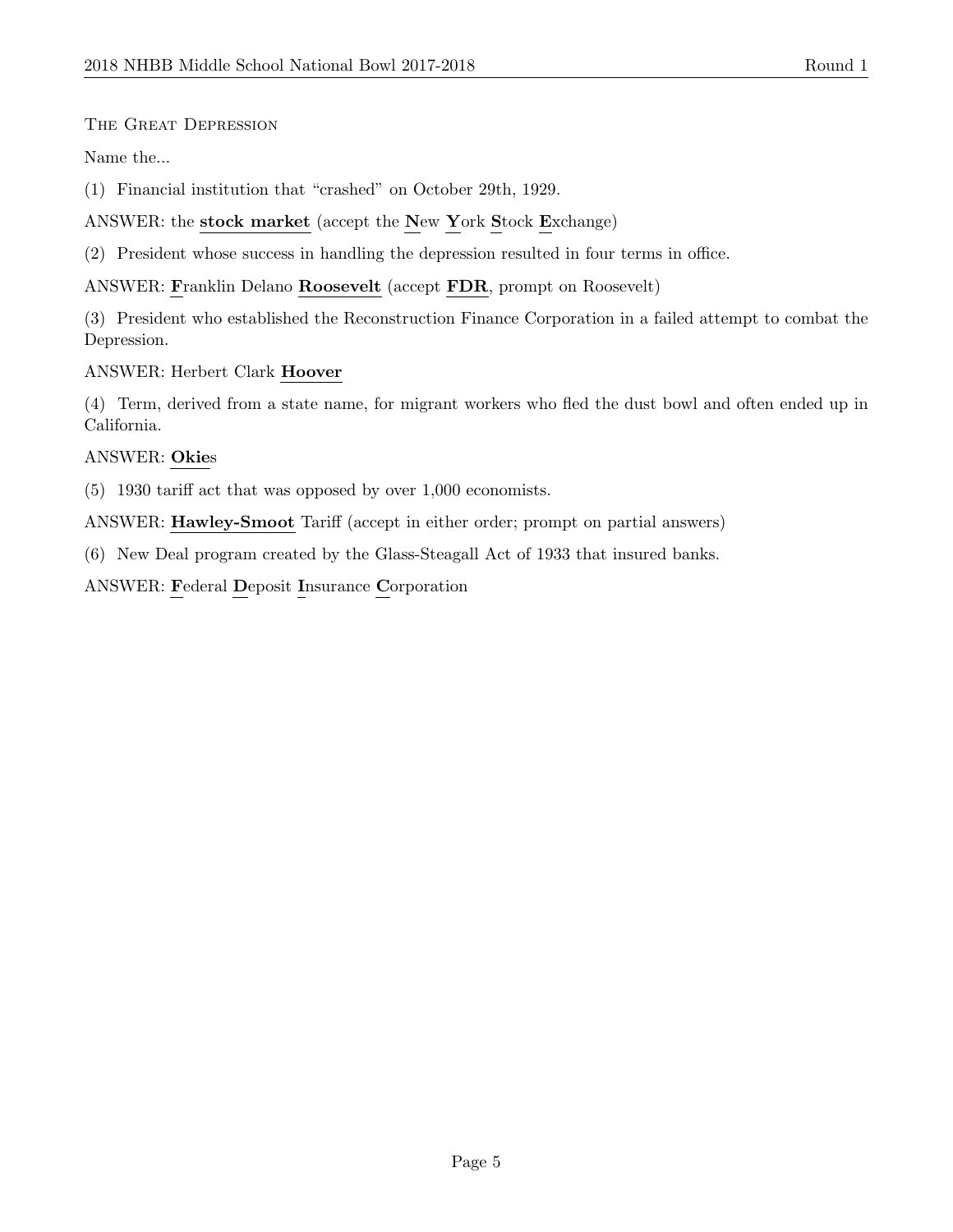The Great Depression

Name the...

(1) Financial institution that "crashed" on October 29th, 1929.

ANSWER: the **stock market** (accept the **N**ew **Y**ork **S**tock **E**xchange)

(2) President whose success in handling the depression resulted in four terms in office.

ANSWER: **F**ranklin Delano **Roosevelt** (accept **FDR**, prompt on Roosevelt)

(3) President who established the Reconstruction Finance Corporation in a failed attempt to combat the Depression.

ANSWER: Herbert Clark **Hoover**

(4) Term, derived from a state name, for migrant workers who fled the dust bowl and often ended up in California.

ANSWER: **Okie**s

(5) 1930 tariff act that was opposed by over 1,000 economists.

ANSWER: **Hawley-Smoot** Tariff (accept in either order; prompt on partial answers)

(6) New Deal program created by the Glass-Steagall Act of 1933 that insured banks.

ANSWER: **F**ederal **D**eposit **I**nsurance **C**orporation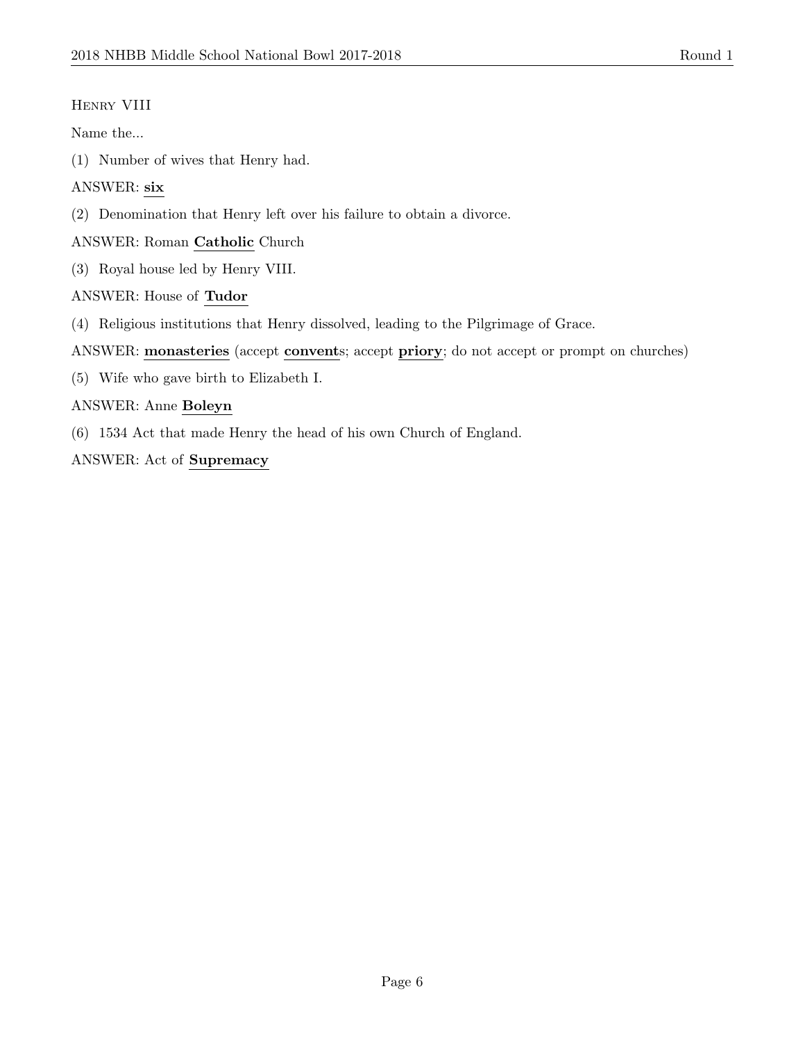Henry VIII

Name the...

(1) Number of wives that Henry had.

ANSWER: **six**

(2) Denomination that Henry left over his failure to obtain a divorce.

ANSWER: Roman **Catholic** Church

(3) Royal house led by Henry VIII.

ANSWER: House of **Tudor**

(4) Religious institutions that Henry dissolved, leading to the Pilgrimage of Grace.

ANSWER: **monasteries** (accept **convent**s; accept **priory**; do not accept or prompt on churches)

(5) Wife who gave birth to Elizabeth I.

ANSWER: Anne **Boleyn**

(6) 1534 Act that made Henry the head of his own Church of England.

ANSWER: Act of **Supremacy**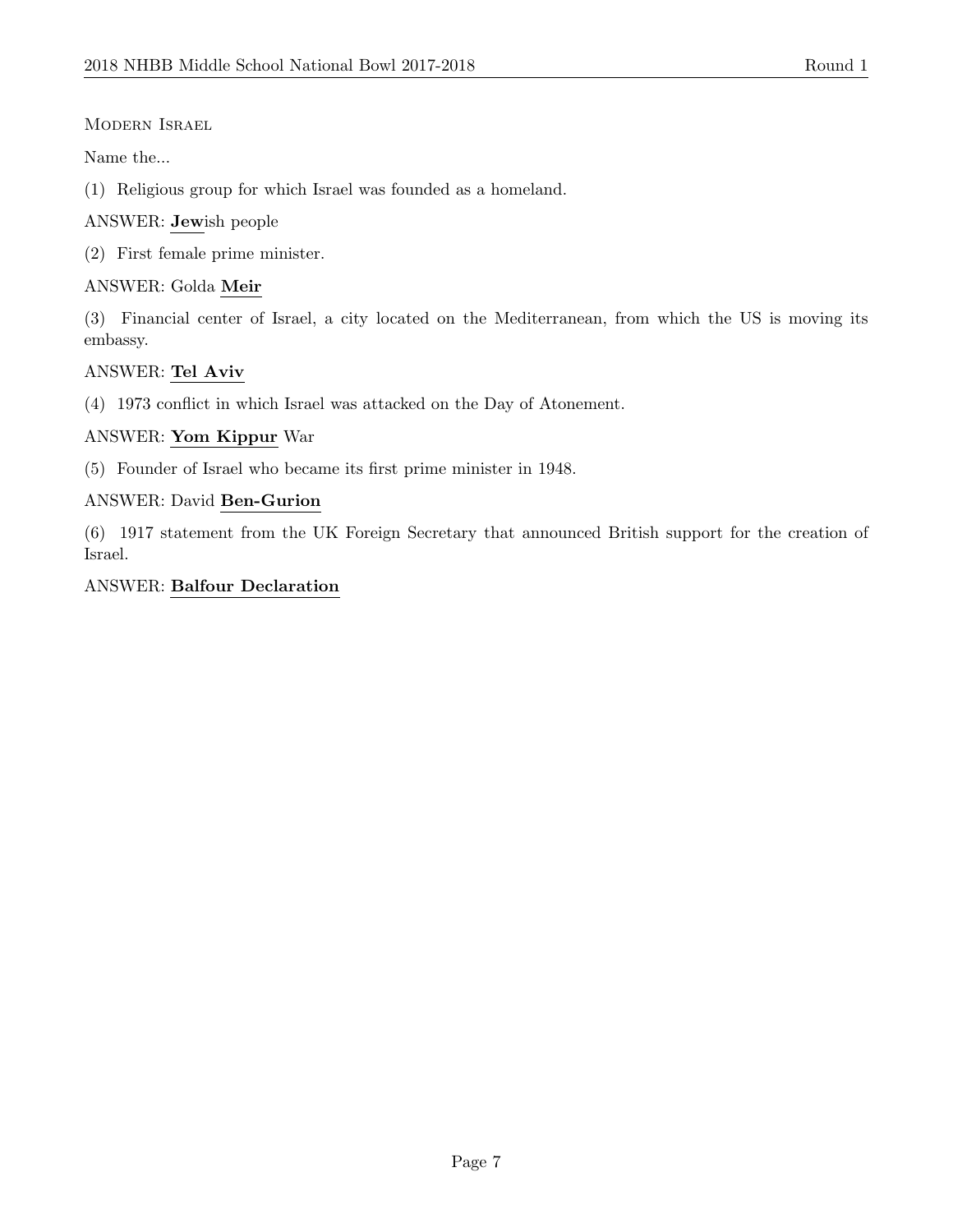Modern Israel

Name the...

(1) Religious group for which Israel was founded as a homeland.

ANSWER: **Jew**ish people

(2) First female prime minister.

ANSWER: Golda **Meir**

(3) Financial center of Israel, a city located on the Mediterranean, from which the US is moving its embassy.

ANSWER: **Tel Aviv**

(4) 1973 conflict in which Israel was attacked on the Day of Atonement.

ANSWER: **Yom Kippur** War

(5) Founder of Israel who became its first prime minister in 1948.

ANSWER: David **Ben-Gurion**

(6) 1917 statement from the UK Foreign Secretary that announced British support for the creation of Israel.

ANSWER: **Balfour Declaration**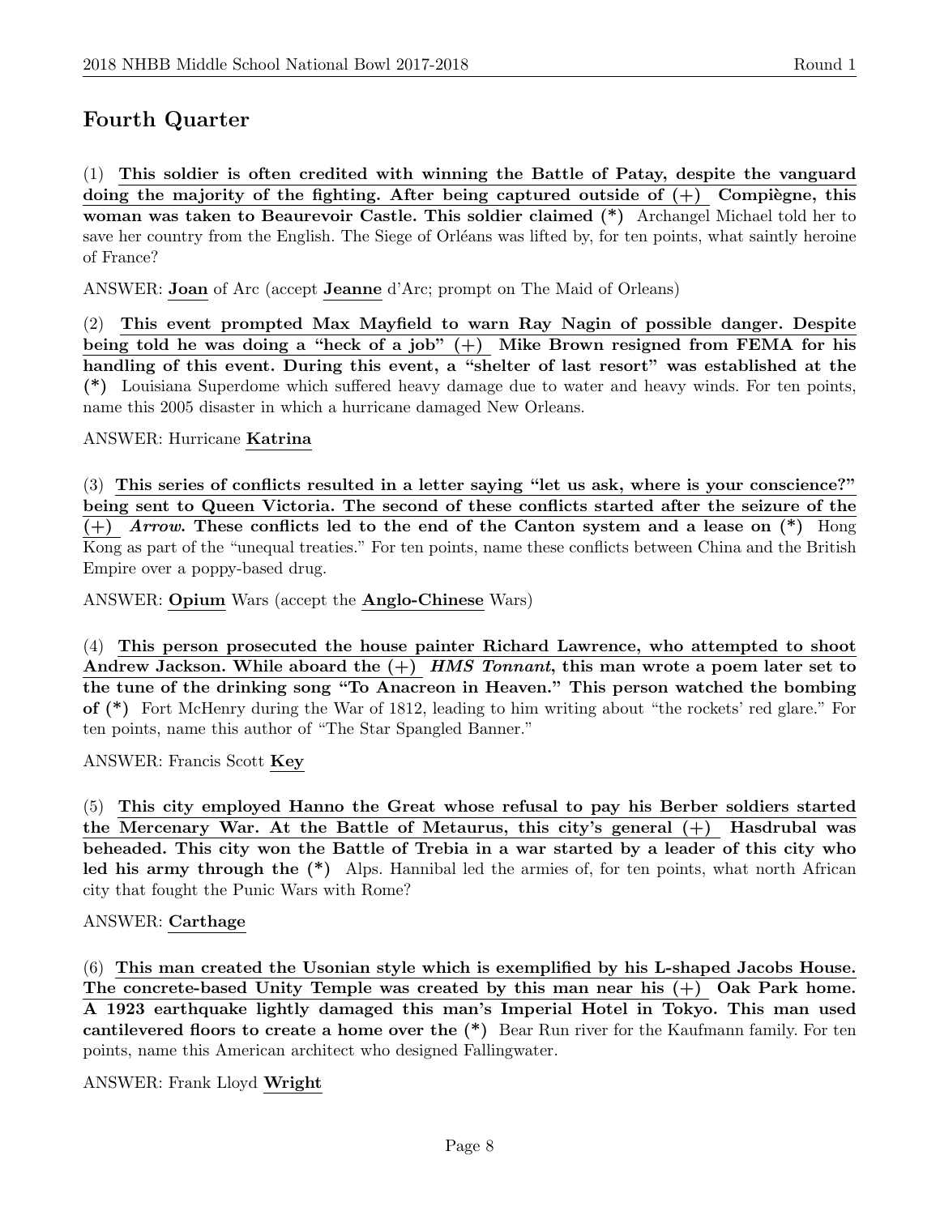## Fourth Quarter

(1) **This soldier is often credited with winning the Battle of Patay, despite the vanguard doing the majority of the fighting. After being captured outside of (+) Compiègne, this woman was taken to Beaurevoir Castle. This soldier claimed (*)** Archangel Michael told her to save her country from the English. The Siege of Orléans was lifted by, for ten points, what saintly heroine of France?

ANSWER: **Joan** of Arc (accept **Jeanne** d'Arc; prompt on The Maid of Orleans)

(2) **This event prompted Max Mayfield to warn Ray Nagin of possible danger. Despite being told he was doing a "heck of a job" (+) Mike Brown resigned from FEMA for his handling of this event. During this event, a "shelter of last resort" was established at the (*)** Louisiana Superdome which suffered heavy damage due to water and heavy winds. For ten points, name this 2005 disaster in which a hurricane damaged New Orleans.

ANSWER: Hurricane **Katrina**

(3) **This series of conflicts resulted in a letter saying "let us ask, where is your conscience?" being sent to Queen Victoria. The second of these conflicts started after the seizure of the (+) *Arrow*. These conflicts led to the end of the Canton system and a lease on (*)** Hong Kong as part of the "unequal treaties." For ten points, name these conflicts between China and the British Empire over a poppy-based drug.

ANSWER: **Opium** Wars (accept the **Anglo-Chinese** Wars)

(4) **This person prosecuted the house painter Richard Lawrence, who attempted to shoot Andrew Jackson. While aboard the (+) *HMS Tonnant*, this man wrote a poem later set to the tune of the drinking song "To Anacreon in Heaven." This person watched the bombing of (*)** Fort McHenry during the War of 1812, leading to him writing about "the rockets' red glare." For ten points, name this author of "The Star Spangled Banner."

ANSWER: Francis Scott **Key**

(5) **This city employed Hanno the Great whose refusal to pay his Berber soldiers started the Mercenary War. At the Battle of Metaurus, this city's general (+) Hasdrubal was beheaded. This city won the Battle of Trebia in a war started by a leader of this city who led his army through the (*)** Alps. Hannibal led the armies of, for ten points, what north African city that fought the Punic Wars with Rome?

ANSWER: **Carthage**

(6) **This man created the Usonian style which is exemplified by his L-shaped Jacobs House. The concrete-based Unity Temple was created by this man near his (+) Oak Park home. A 1923 earthquake lightly damaged this man's Imperial Hotel in Tokyo. This man used cantilevered floors to create a home over the (*)** Bear Run river for the Kaufmann family. For ten points, name this American architect who designed Fallingwater.

ANSWER: Frank Lloyd **Wright**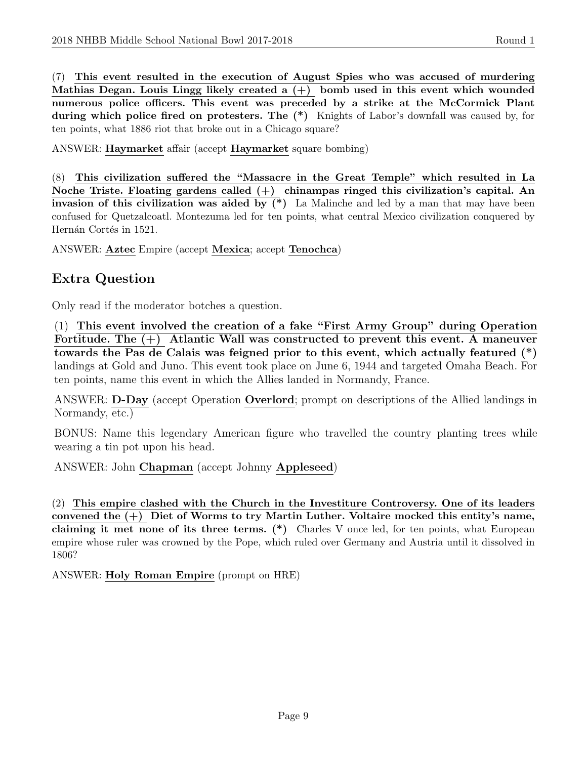(7) **This event resulted in the execution of August Spies who was accused of murdering Mathias Degan. Louis Lingg likely created a (+) bomb used in this event which wounded numerous police officers. This event was preceded by a strike at the McCormick Plant during which police fired on protesters. The (*)** Knights of Labor's downfall was caused by, for ten points, what 1886 riot that broke out in a Chicago square?

ANSWER: **Haymarket** affair (accept **Haymarket** square bombing)

(8) **This civilization suffered the "Massacre in the Great Temple" which resulted in La Noche Triste. Floating gardens called (+) chinampas ringed this civilization's capital. An invasion of this civilization was aided by (*)** La Malinche and led by a man that may have been confused for Quetzalcoatl. Montezuma led for ten points, what central Mexico civilization conquered by Hernán Cortés in 1521.

ANSWER: **Aztec** Empire (accept **Mexica**; accept **Tenochca**)

## Extra Question

Only read if the moderator botches a question.

(1) **This event involved the creation of a fake "First Army Group" during Operation Fortitude. The (+) Atlantic Wall was constructed to prevent this event. A maneuver towards the Pas de Calais was feigned prior to this event, which actually featured (*)** landings at Gold and Juno. This event took place on June 6, 1944 and targeted Omaha Beach. For ten points, name this event in which the Allies landed in Normandy, France.

ANSWER: **D-Day** (accept Operation **Overlord**; prompt on descriptions of the Allied landings in Normandy, etc.)

BONUS: Name this legendary American figure who travelled the country planting trees while wearing a tin pot upon his head.

ANSWER: John **Chapman** (accept Johnny **Appleseed**)

(2) **This empire clashed with the Church in the Investiture Controversy. One of its leaders convened the (+) Diet of Worms to try Martin Luther. Voltaire mocked this entity's name, claiming it met none of its three terms. (*)** Charles V once led, for ten points, what European empire whose ruler was crowned by the Pope, which ruled over Germany and Austria until it dissolved in 1806?

ANSWER: **Holy Roman Empire** (prompt on HRE)